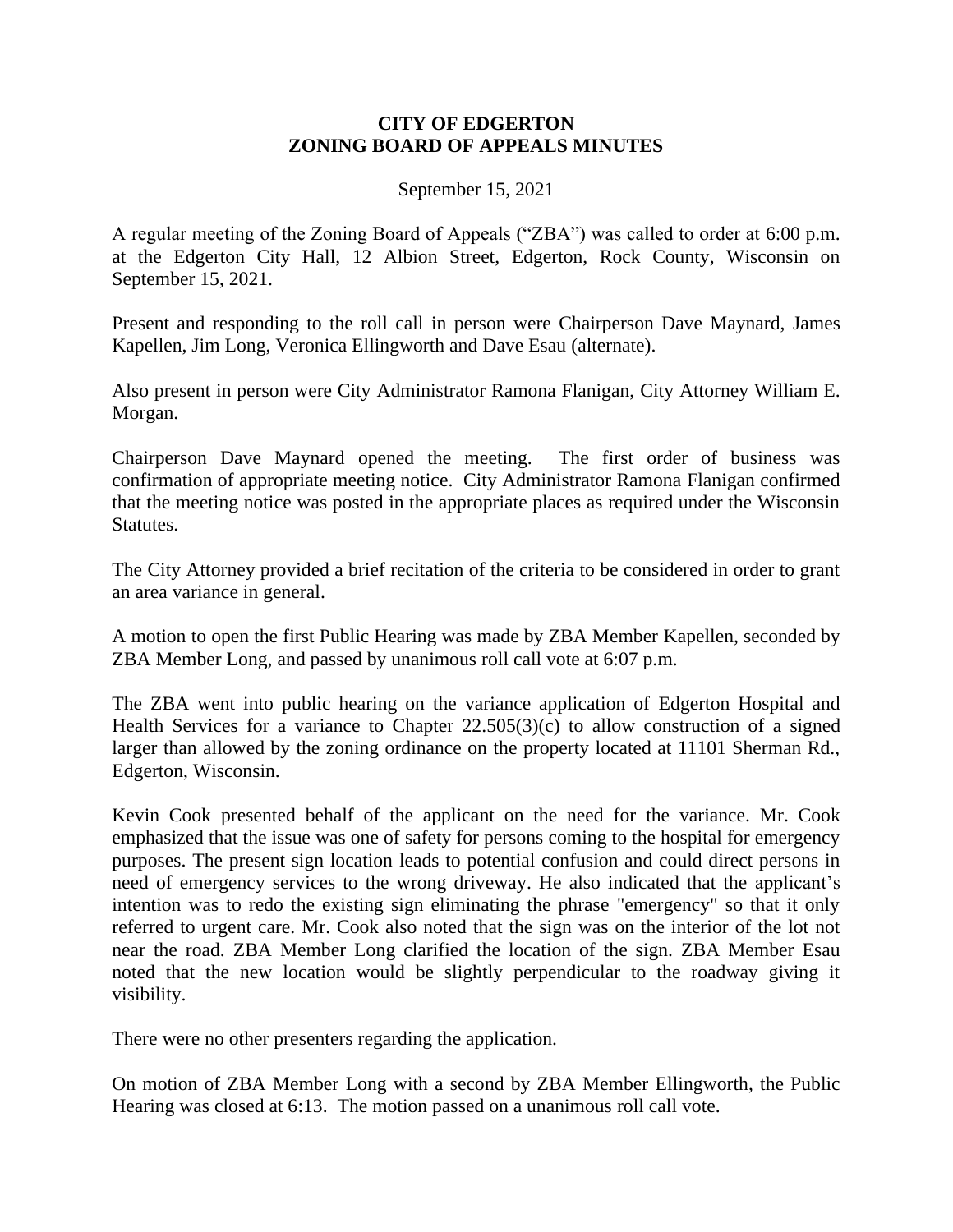**CITY OF EDGERTON**
**ZONING BOARD OF APPEALS MINUTES**

September 15, 2021

A regular meeting of the Zoning Board of Appeals ("ZBA") was called to order at 6:00 p.m. at the Edgerton City Hall, 12 Albion Street, Edgerton, Rock County, Wisconsin on September 15, 2021.

Present and responding to the roll call in person were Chairperson Dave Maynard, James Kapellen, Jim Long, Veronica Ellingworth and Dave Esau (alternate).

Also present in person were City Administrator Ramona Flanigan, City Attorney William E. Morgan.

Chairperson Dave Maynard opened the meeting. The first order of business was confirmation of appropriate meeting notice. City Administrator Ramona Flanigan confirmed that the meeting notice was posted in the appropriate places as required under the Wisconsin Statutes.

The City Attorney provided a brief recitation of the criteria to be considered in order to grant an area variance in general.

A motion to open the first Public Hearing was made by ZBA Member Kapellen, seconded by ZBA Member Long, and passed by unanimous roll call vote at 6:07 p.m.

The ZBA went into public hearing on the variance application of Edgerton Hospital and Health Services for a variance to Chapter 22.505(3)(c) to allow construction of a signed larger than allowed by the zoning ordinance on the property located at 11101 Sherman Rd., Edgerton, Wisconsin.

Kevin Cook presented behalf of the applicant on the need for the variance. Mr. Cook emphasized that the issue was one of safety for persons coming to the hospital for emergency purposes. The present sign location leads to potential confusion and could direct persons in need of emergency services to the wrong driveway. He also indicated that the applicant's intention was to redo the existing sign eliminating the phrase "emergency" so that it only referred to urgent care. Mr. Cook also noted that the sign was on the interior of the lot not near the road. ZBA Member Long clarified the location of the sign. ZBA Member Esau noted that the new location would be slightly perpendicular to the roadway giving it visibility.

There were no other presenters regarding the application.

On motion of ZBA Member Long with a second by ZBA Member Ellingworth, the Public Hearing was closed at 6:13. The motion passed on a unanimous roll call vote.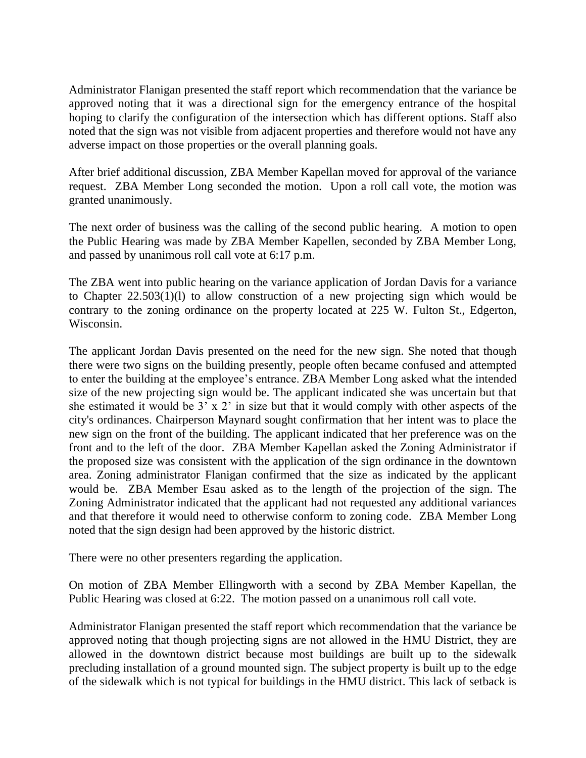Administrator Flanigan presented the staff report which recommendation that the variance be approved noting that it was a directional sign for the emergency entrance of the hospital hoping to clarify the configuration of the intersection which has different options. Staff also noted that the sign was not visible from adjacent properties and therefore would not have any adverse impact on those properties or the overall planning goals.

After brief additional discussion, ZBA Member Kapellan moved for approval of the variance request. ZBA Member Long seconded the motion. Upon a roll call vote, the motion was granted unanimously.

The next order of business was the calling of the second public hearing. A motion to open the Public Hearing was made by ZBA Member Kapellen, seconded by ZBA Member Long, and passed by unanimous roll call vote at 6:17 p.m.

The ZBA went into public hearing on the variance application of Jordan Davis for a variance to Chapter 22.503(1)(l) to allow construction of a new projecting sign which would be contrary to the zoning ordinance on the property located at 225 W. Fulton St., Edgerton, Wisconsin.

The applicant Jordan Davis presented on the need for the new sign. She noted that though there were two signs on the building presently, people often became confused and attempted to enter the building at the employee's entrance. ZBA Member Long asked what the intended size of the new projecting sign would be. The applicant indicated she was uncertain but that she estimated it would be 3' x 2' in size but that it would comply with other aspects of the city's ordinances. Chairperson Maynard sought confirmation that her intent was to place the new sign on the front of the building. The applicant indicated that her preference was on the front and to the left of the door. ZBA Member Kapellan asked the Zoning Administrator if the proposed size was consistent with the application of the sign ordinance in the downtown area. Zoning administrator Flanigan confirmed that the size as indicated by the applicant would be. ZBA Member Esau asked as to the length of the projection of the sign. The Zoning Administrator indicated that the applicant had not requested any additional variances and that therefore it would need to otherwise conform to zoning code. ZBA Member Long noted that the sign design had been approved by the historic district.

There were no other presenters regarding the application.

On motion of ZBA Member Ellingworth with a second by ZBA Member Kapellan, the Public Hearing was closed at 6:22. The motion passed on a unanimous roll call vote.

Administrator Flanigan presented the staff report which recommendation that the variance be approved noting that though projecting signs are not allowed in the HMU District, they are allowed in the downtown district because most buildings are built up to the sidewalk precluding installation of a ground mounted sign. The subject property is built up to the edge of the sidewalk which is not typical for buildings in the HMU district. This lack of setback is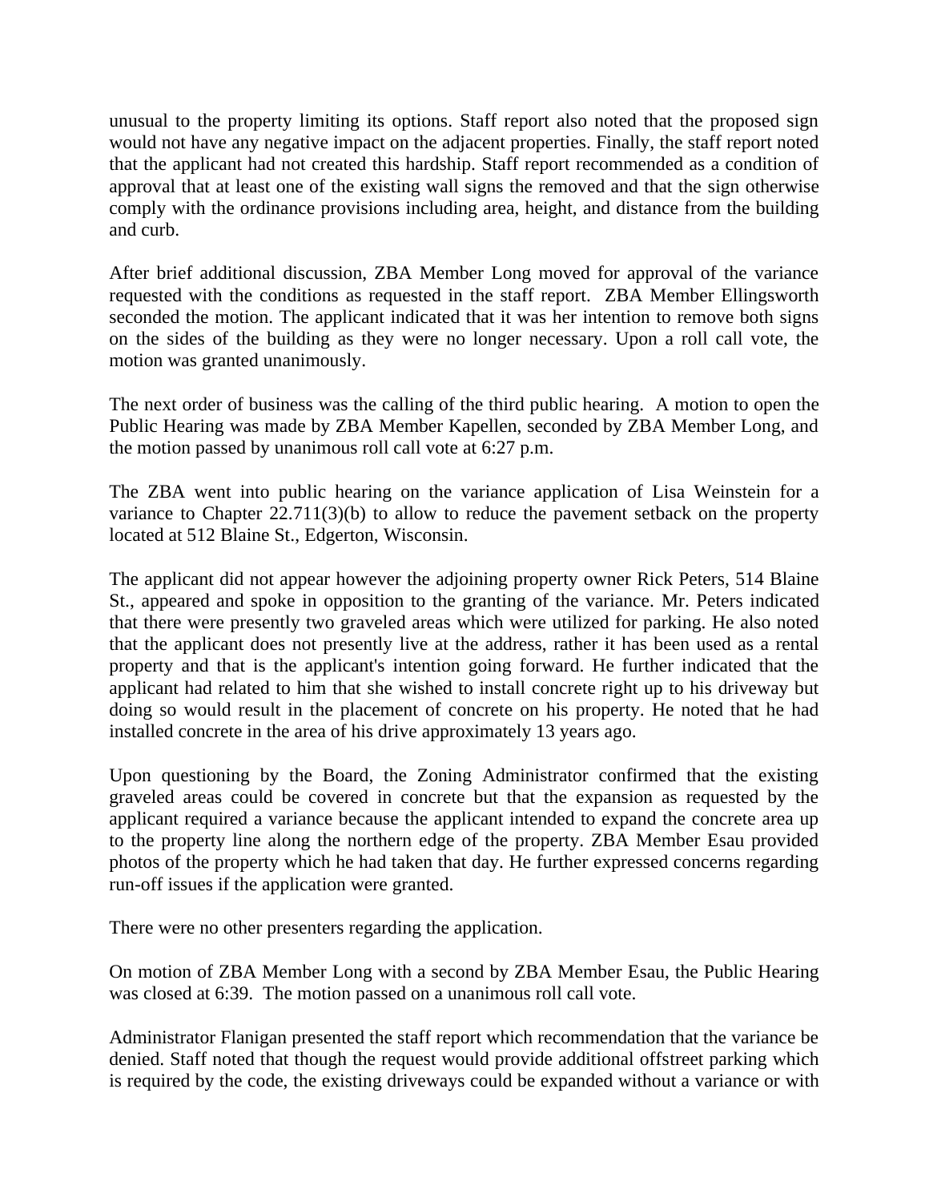unusual to the property limiting its options. Staff report also noted that the proposed sign would not have any negative impact on the adjacent properties. Finally, the staff report noted that the applicant had not created this hardship. Staff report recommended as a condition of approval that at least one of the existing wall signs the removed and that the sign otherwise comply with the ordinance provisions including area, height, and distance from the building and curb.

After brief additional discussion, ZBA Member Long moved for approval of the variance requested with the conditions as requested in the staff report. ZBA Member Ellingsworth seconded the motion. The applicant indicated that it was her intention to remove both signs on the sides of the building as they were no longer necessary. Upon a roll call vote, the motion was granted unanimously.

The next order of business was the calling of the third public hearing. A motion to open the Public Hearing was made by ZBA Member Kapellen, seconded by ZBA Member Long, and the motion passed by unanimous roll call vote at 6:27 p.m.

The ZBA went into public hearing on the variance application of Lisa Weinstein for a variance to Chapter 22.711(3)(b) to allow to reduce the pavement setback on the property located at 512 Blaine St., Edgerton, Wisconsin.

The applicant did not appear however the adjoining property owner Rick Peters, 514 Blaine St., appeared and spoke in opposition to the granting of the variance. Mr. Peters indicated that there were presently two graveled areas which were utilized for parking. He also noted that the applicant does not presently live at the address, rather it has been used as a rental property and that is the applicant's intention going forward. He further indicated that the applicant had related to him that she wished to install concrete right up to his driveway but doing so would result in the placement of concrete on his property. He noted that he had installed concrete in the area of his drive approximately 13 years ago.

Upon questioning by the Board, the Zoning Administrator confirmed that the existing graveled areas could be covered in concrete but that the expansion as requested by the applicant required a variance because the applicant intended to expand the concrete area up to the property line along the northern edge of the property. ZBA Member Esau provided photos of the property which he had taken that day. He further expressed concerns regarding run-off issues if the application were granted.

There were no other presenters regarding the application.

On motion of ZBA Member Long with a second by ZBA Member Esau, the Public Hearing was closed at 6:39. The motion passed on a unanimous roll call vote.

Administrator Flanigan presented the staff report which recommendation that the variance be denied. Staff noted that though the request would provide additional offstreet parking which is required by the code, the existing driveways could be expanded without a variance or with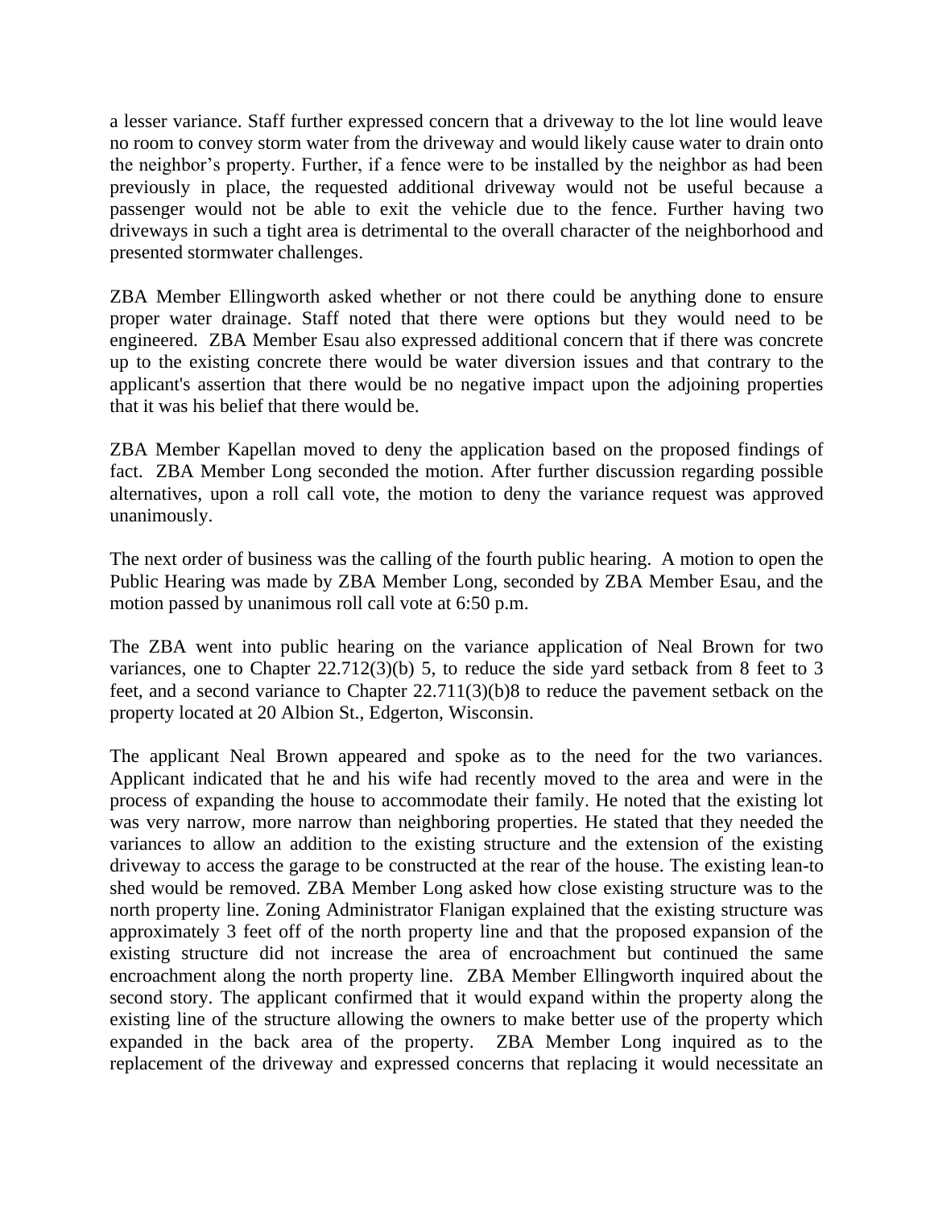a lesser variance. Staff further expressed concern that a driveway to the lot line would leave no room to convey storm water from the driveway and would likely cause water to drain onto the neighbor's property. Further, if a fence were to be installed by the neighbor as had been previously in place, the requested additional driveway would not be useful because a passenger would not be able to exit the vehicle due to the fence. Further having two driveways in such a tight area is detrimental to the overall character of the neighborhood and presented stormwater challenges.

ZBA Member Ellingworth asked whether or not there could be anything done to ensure proper water drainage. Staff noted that there were options but they would need to be engineered. ZBA Member Esau also expressed additional concern that if there was concrete up to the existing concrete there would be water diversion issues and that contrary to the applicant's assertion that there would be no negative impact upon the adjoining properties that it was his belief that there would be.

ZBA Member Kapellan moved to deny the application based on the proposed findings of fact. ZBA Member Long seconded the motion. After further discussion regarding possible alternatives, upon a roll call vote, the motion to deny the variance request was approved unanimously.

The next order of business was the calling of the fourth public hearing. A motion to open the Public Hearing was made by ZBA Member Long, seconded by ZBA Member Esau, and the motion passed by unanimous roll call vote at 6:50 p.m.

The ZBA went into public hearing on the variance application of Neal Brown for two variances, one to Chapter 22.712(3)(b) 5, to reduce the side yard setback from 8 feet to 3 feet, and a second variance to Chapter 22.711(3)(b)8 to reduce the pavement setback on the property located at 20 Albion St., Edgerton, Wisconsin.

The applicant Neal Brown appeared and spoke as to the need for the two variances. Applicant indicated that he and his wife had recently moved to the area and were in the process of expanding the house to accommodate their family. He noted that the existing lot was very narrow, more narrow than neighboring properties. He stated that they needed the variances to allow an addition to the existing structure and the extension of the existing driveway to access the garage to be constructed at the rear of the house. The existing lean-to shed would be removed. ZBA Member Long asked how close existing structure was to the north property line. Zoning Administrator Flanigan explained that the existing structure was approximately 3 feet off of the north property line and that the proposed expansion of the existing structure did not increase the area of encroachment but continued the same encroachment along the north property line. ZBA Member Ellingworth inquired about the second story. The applicant confirmed that it would expand within the property along the existing line of the structure allowing the owners to make better use of the property which expanded in the back area of the property. ZBA Member Long inquired as to the replacement of the driveway and expressed concerns that replacing it would necessitate an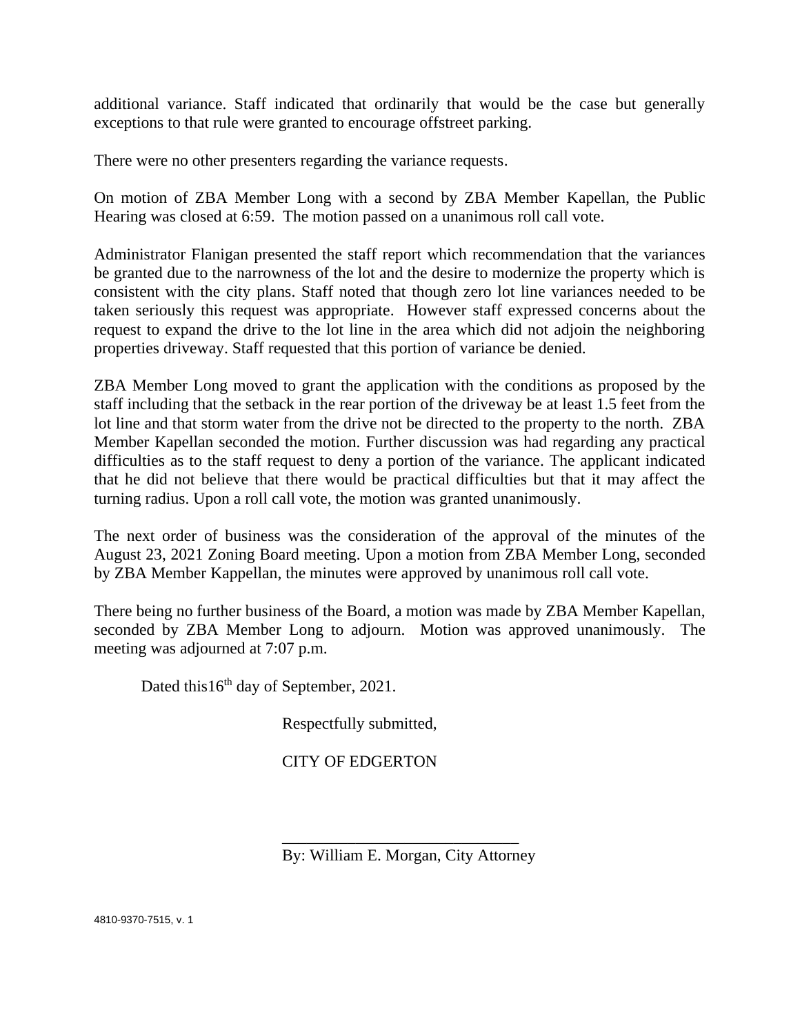additional variance. Staff indicated that ordinarily that would be the case but generally exceptions to that rule were granted to encourage offstreet parking.

There were no other presenters regarding the variance requests.

On motion of ZBA Member Long with a second by ZBA Member Kapellan, the Public Hearing was closed at 6:59. The motion passed on a unanimous roll call vote.

Administrator Flanigan presented the staff report which recommendation that the variances be granted due to the narrowness of the lot and the desire to modernize the property which is consistent with the city plans. Staff noted that though zero lot line variances needed to be taken seriously this request was appropriate. However staff expressed concerns about the request to expand the drive to the lot line in the area which did not adjoin the neighboring properties driveway. Staff requested that this portion of variance be denied.

ZBA Member Long moved to grant the application with the conditions as proposed by the staff including that the setback in the rear portion of the driveway be at least 1.5 feet from the lot line and that storm water from the drive not be directed to the property to the north. ZBA Member Kapellan seconded the motion. Further discussion was had regarding any practical difficulties as to the staff request to deny a portion of the variance. The applicant indicated that he did not believe that there would be practical difficulties but that it may affect the turning radius. Upon a roll call vote, the motion was granted unanimously.

The next order of business was the consideration of the approval of the minutes of the August 23, 2021 Zoning Board meeting. Upon a motion from ZBA Member Long, seconded by ZBA Member Kappellan, the minutes were approved by unanimous roll call vote.

There being no further business of the Board, a motion was made by ZBA Member Kapellan, seconded by ZBA Member Long to adjourn. Motion was approved unanimously. The meeting was adjourned at 7:07 p.m.

Dated this16th day of September, 2021.

Respectfully submitted,

CITY OF EDGERTON

\_\_\_\_\_\_\_\_\_\_\_\_\_\_\_\_\_\_\_\_\_\_\_\_\_\_\_\_\_\_

By: William E. Morgan, City Attorney

4810-9370-7515, v. 1